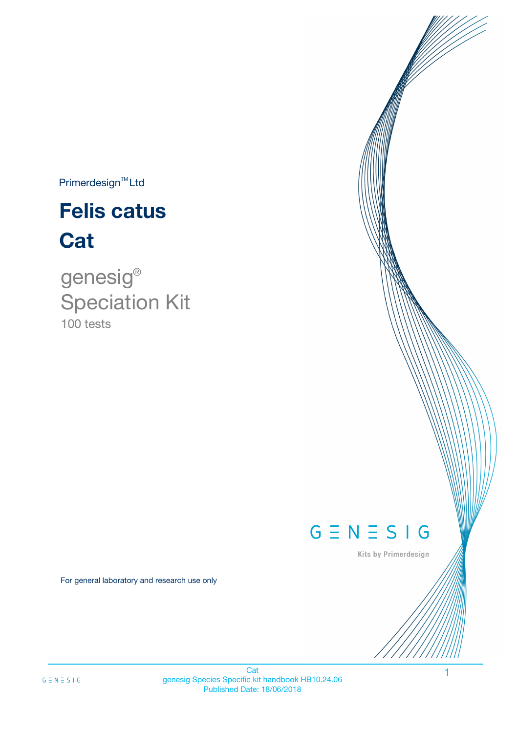Primerdesign™ Ltd

# Felis catus

# Cat

## genesig®
## Speciation Kit

100 tests

GENESIG

Kits by Primerdesign

For general laboratory and research use only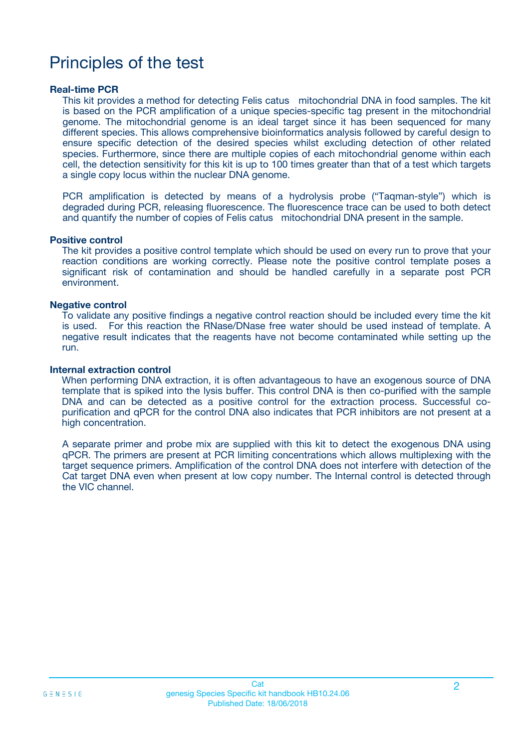# Principles of the test

### Real-time PCR

This kit provides a method for detecting Felis catus mitochondrial DNA in food samples. The kit is based on the PCR amplification of a unique species-specific tag present in the mitochondrial genome. The mitochondrial genome is an ideal target since it has been sequenced for many different species. This allows comprehensive bioinformatics analysis followed by careful design to ensure specific detection of the desired species whilst excluding detection of other related species. Furthermore, since there are multiple copies of each mitochondrial genome within each cell, the detection sensitivity for this kit is up to 100 times greater than that of a test which targets a single copy locus within the nuclear DNA genome.

PCR amplification is detected by means of a hydrolysis probe ("Taqman-style") which is degraded during PCR, releasing fluorescence. The fluorescence trace can be used to both detect and quantify the number of copies of Felis catus mitochondrial DNA present in the sample.

### Positive control

The kit provides a positive control template which should be used on every run to prove that your reaction conditions are working correctly. Please note the positive control template poses a significant risk of contamination and should be handled carefully in a separate post PCR environment.

### Negative control

To validate any positive findings a negative control reaction should be included every time the kit is used. For this reaction the RNase/DNase free water should be used instead of template. A negative result indicates that the reagents have not become contaminated while setting up the run.

### Internal extraction control

When performing DNA extraction, it is often advantageous to have an exogenous source of DNA template that is spiked into the lysis buffer. This control DNA is then co-purified with the sample DNA and can be detected as a positive control for the extraction process. Successful co-purification and qPCR for the control DNA also indicates that PCR inhibitors are not present at a high concentration.

A separate primer and probe mix are supplied with this kit to detect the exogenous DNA using qPCR. The primers are present at PCR limiting concentrations which allows multiplexing with the target sequence primers. Amplification of the control DNA does not interfere with detection of the Cat target DNA even when present at low copy number. The Internal control is detected through the VIC channel.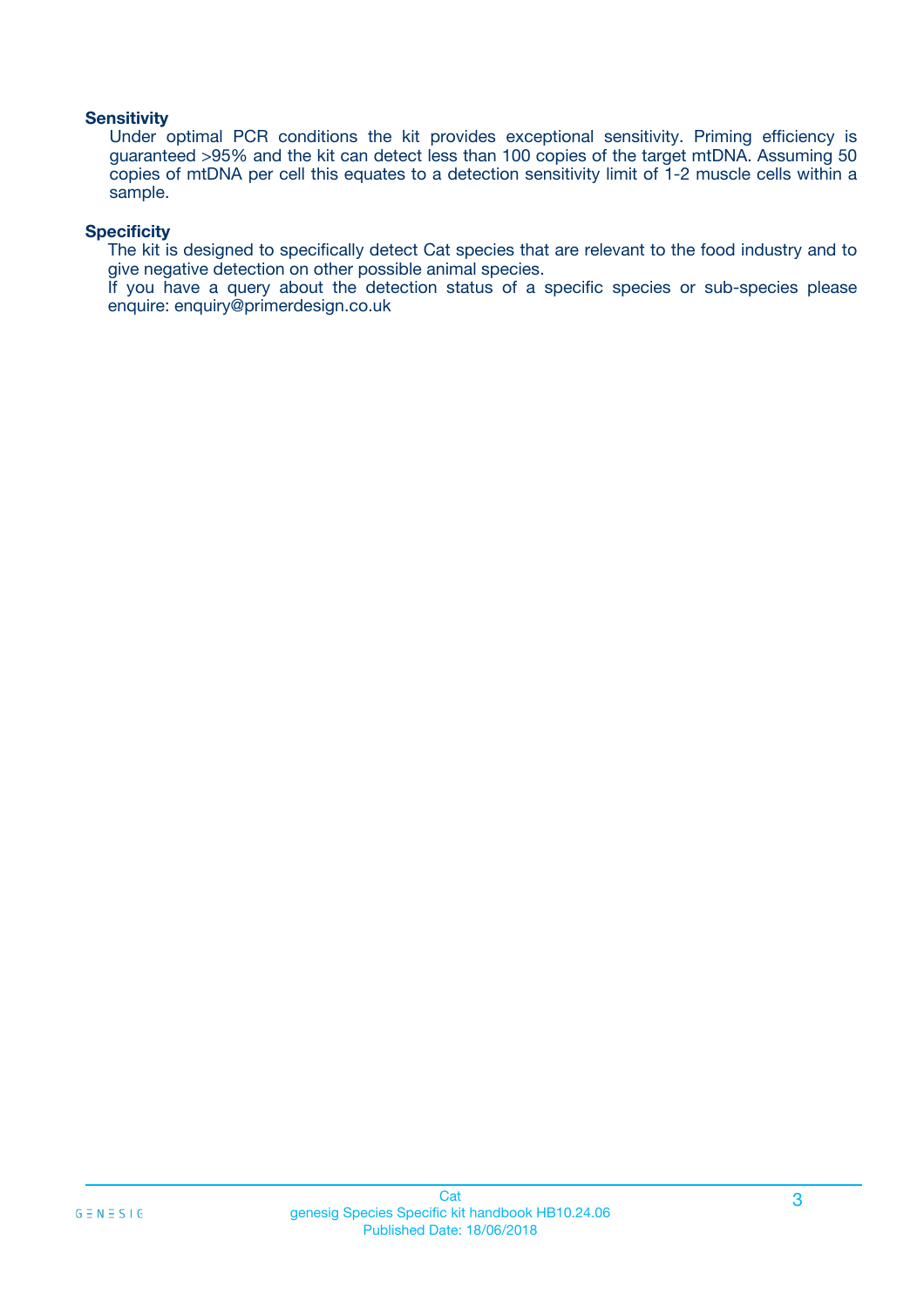**Sensitivity**

Under optimal PCR conditions the kit provides exceptional sensitivity. Priming efficiency is guaranteed >95% and the kit can detect less than 100 copies of the target mtDNA. Assuming 50 copies of mtDNA per cell this equates to a detection sensitivity limit of 1-2 muscle cells within a sample.

**Specificity**

The kit is designed to specifically detect Cat species that are relevant to the food industry and to give negative detection on other possible animal species.
If you have a query about the detection status of a specific species or sub-species please enquire: enquiry@primerdesign.co.uk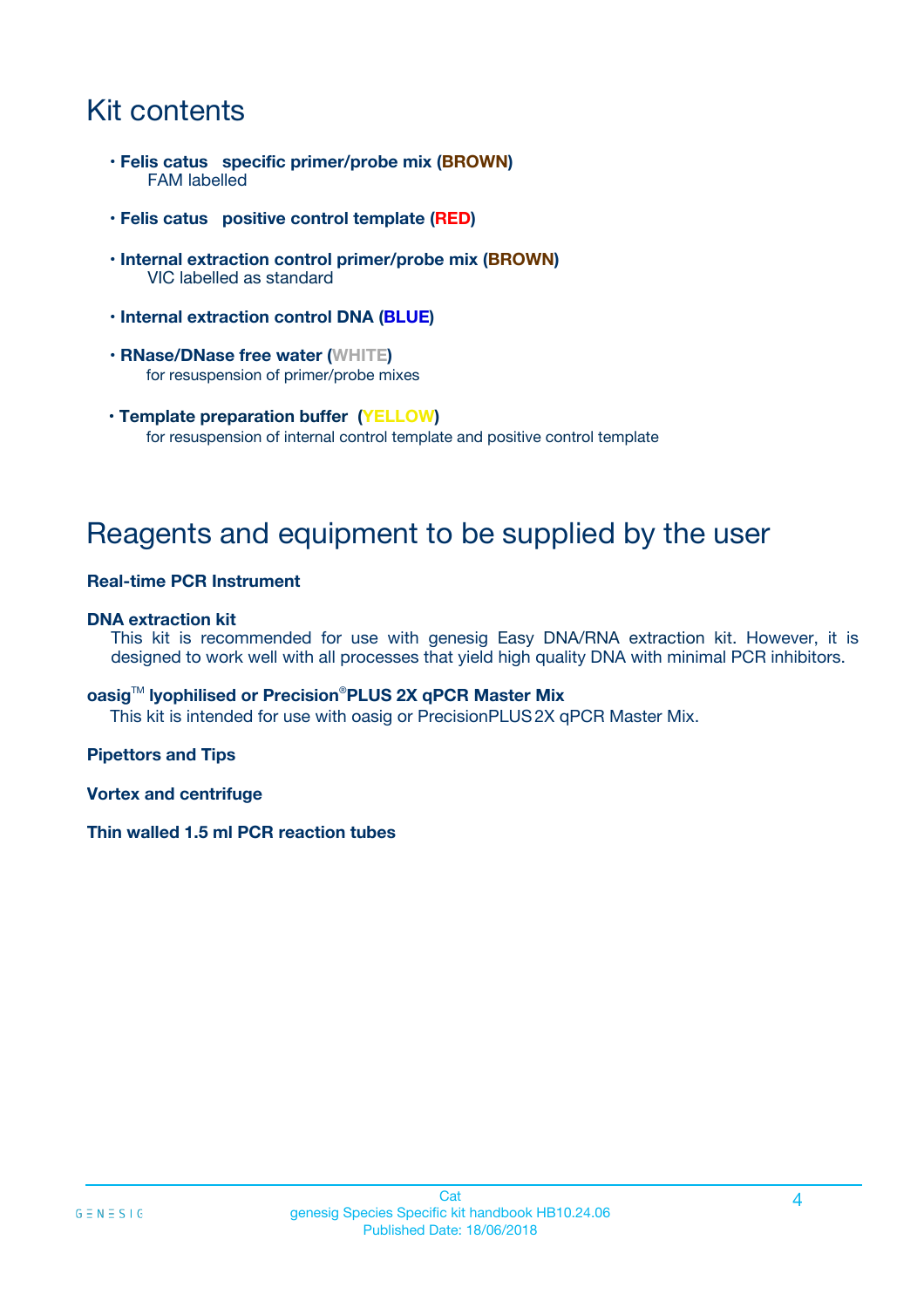# Kit contents

- **Felis catus specific primer/probe mix (BROWN)**
  FAM labelled

- **Felis catus positive control template (RED)**

- **Internal extraction control primer/probe mix (BROWN)**
  VIC labelled as standard

- **Internal extraction control DNA (BLUE)**

- **RNase/DNase free water (WHITE)**
  for resuspension of primer/probe mixes

- **Template preparation buffer (YELLOW)**
  for resuspension of internal control template and positive control template

# Reagents and equipment to be supplied by the user

**Real-time PCR Instrument**

**DNA extraction kit**

This kit is recommended for use with genesig Easy DNA/RNA extraction kit. However, it is designed to work well with all processes that yield high quality DNA with minimal PCR inhibitors.

**oasig™ lyophilised or Precision®PLUS 2X qPCR Master Mix**

This kit is intended for use with oasig or PrecisionPLUS 2X qPCR Master Mix.

**Pipettors and Tips**

**Vortex and centrifuge**

**Thin walled 1.5 ml PCR reaction tubes**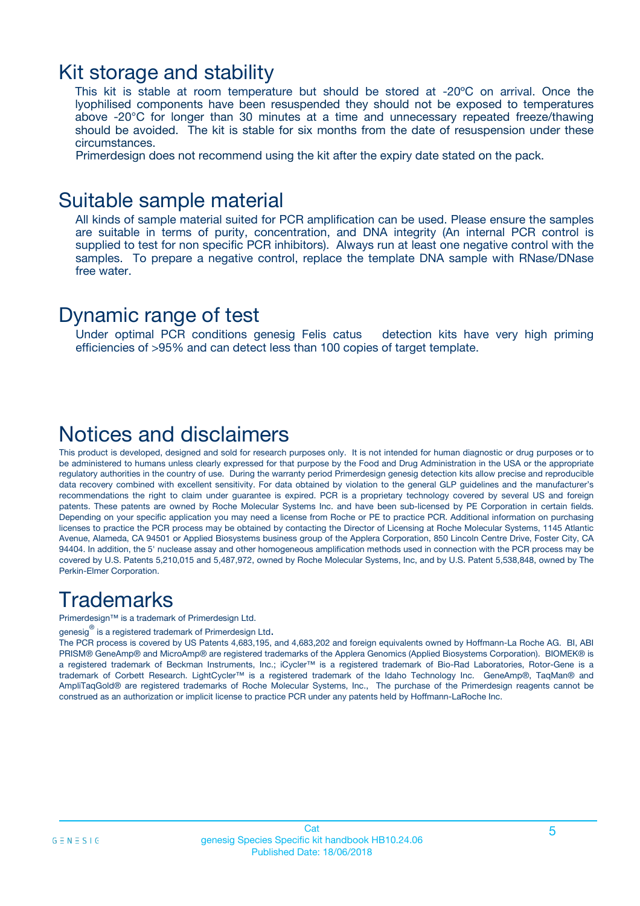## Kit storage and stability

This kit is stable at room temperature but should be stored at -20ºC on arrival. Once the lyophilised components have been resuspended they should not be exposed to temperatures above -20°C for longer than 30 minutes at a time and unnecessary repeated freeze/thawing should be avoided. The kit is stable for six months from the date of resuspension under these circumstances.

Primerdesign does not recommend using the kit after the expiry date stated on the pack.

## Suitable sample material

All kinds of sample material suited for PCR amplification can be used. Please ensure the samples are suitable in terms of purity, concentration, and DNA integrity (An internal PCR control is supplied to test for non specific PCR inhibitors). Always run at least one negative control with the samples. To prepare a negative control, replace the template DNA sample with RNase/DNase free water.

## Dynamic range of test

Under optimal PCR conditions genesig Felis catus detection kits have very high priming efficiencies of >95% and can detect less than 100 copies of target template.

## Notices and disclaimers

This product is developed, designed and sold for research purposes only. It is not intended for human diagnostic or drug purposes or to be administered to humans unless clearly expressed for that purpose by the Food and Drug Administration in the USA or the appropriate regulatory authorities in the country of use. During the warranty period Primerdesign genesig detection kits allow precise and reproducible data recovery combined with excellent sensitivity. For data obtained by violation to the general GLP guidelines and the manufacturer's recommendations the right to claim under guarantee is expired. PCR is a proprietary technology covered by several US and foreign patents. These patents are owned by Roche Molecular Systems Inc. and have been sub-licensed by PE Corporation in certain fields. Depending on your specific application you may need a license from Roche or PE to practice PCR. Additional information on purchasing licenses to practice the PCR process may be obtained by contacting the Director of Licensing at Roche Molecular Systems, 1145 Atlantic Avenue, Alameda, CA 94501 or Applied Biosystems business group of the Applera Corporation, 850 Lincoln Centre Drive, Foster City, CA 94404. In addition, the 5' nuclease assay and other homogeneous amplification methods used in connection with the PCR process may be covered by U.S. Patents 5,210,015 and 5,487,972, owned by Roche Molecular Systems, Inc, and by U.S. Patent 5,538,848, owned by The Perkin-Elmer Corporation.

## Trademarks

Primerdesign™ is a trademark of Primerdesign Ltd.

genesig® is a registered trademark of Primerdesign Ltd.

The PCR process is covered by US Patents 4,683,195, and 4,683,202 and foreign equivalents owned by Hoffmann-La Roche AG. BI, ABI PRISM® GeneAmp® and MicroAmp® are registered trademarks of the Applera Genomics (Applied Biosystems Corporation). BIOMEK® is a registered trademark of Beckman Instruments, Inc.; iCycler™ is a registered trademark of Bio-Rad Laboratories, Rotor-Gene is a trademark of Corbett Research. LightCycler™ is a registered trademark of the Idaho Technology Inc. GeneAmp®, TaqMan® and AmpliTaqGold® are registered trademarks of Roche Molecular Systems, Inc., The purchase of the Primerdesign reagents cannot be construed as an authorization or implicit license to practice PCR under any patents held by Hoffmann-LaRoche Inc.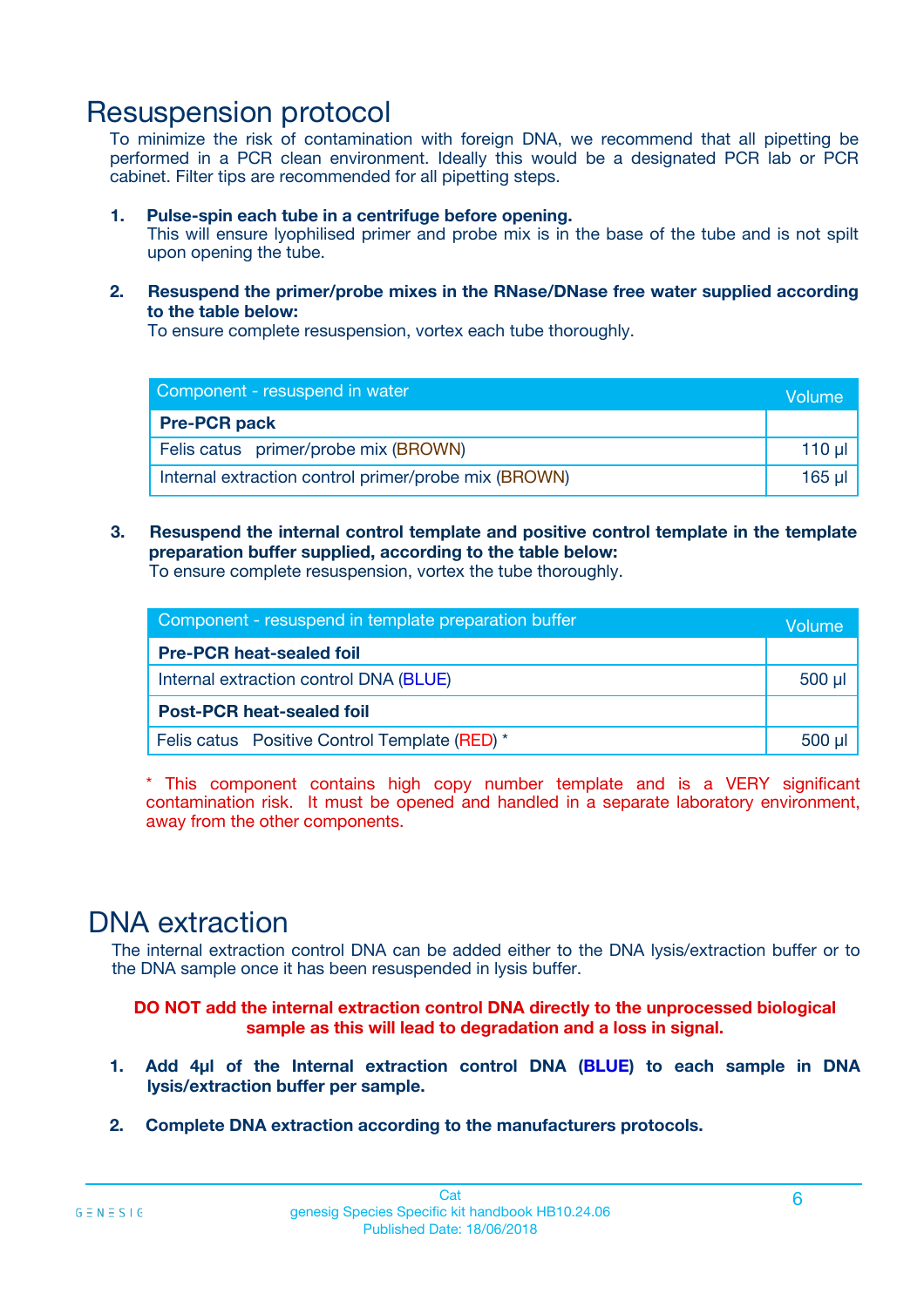# Resuspension protocol

To minimize the risk of contamination with foreign DNA, we recommend that all pipetting be performed in a PCR clean environment. Ideally this would be a designated PCR lab or PCR cabinet. Filter tips are recommended for all pipetting steps.

1. **Pulse-spin each tube in a centrifuge before opening.**
   This will ensure lyophilised primer and probe mix is in the base of the tube and is not spilt upon opening the tube.

2. **Resuspend the primer/probe mixes in the RNase/DNase free water supplied according to the table below:**
   To ensure complete resuspension, vortex each tube thoroughly.

| Component - resuspend in water | Volume |
|---|---|
| **Pre-PCR pack** | |
| Felis catus primer/probe mix (BROWN) | 110 µl |
| Internal extraction control primer/probe mix (BROWN) | 165 µl |

3. **Resuspend the internal control template and positive control template in the template preparation buffer supplied, according to the table below:**
   To ensure complete resuspension, vortex the tube thoroughly.

| Component - resuspend in template preparation buffer | Volume |
|---|---|
| **Pre-PCR heat-sealed foil** | |
| Internal extraction control DNA (BLUE) | 500 µl |
| **Post-PCR heat-sealed foil** | |
| Felis catus Positive Control Template (RED) * | 500 µl |

\* This component contains high copy number template and is a VERY significant contamination risk. It must be opened and handled in a separate laboratory environment, away from the other components.

# DNA extraction

The internal extraction control DNA can be added either to the DNA lysis/extraction buffer or to the DNA sample once it has been resuspended in lysis buffer.

**DO NOT add the internal extraction control DNA directly to the unprocessed biological sample as this will lead to degradation and a loss in signal.**

1. **Add 4µl of the Internal extraction control DNA (BLUE) to each sample in DNA lysis/extraction buffer per sample.**

2. **Complete DNA extraction according to the manufacturers protocols.**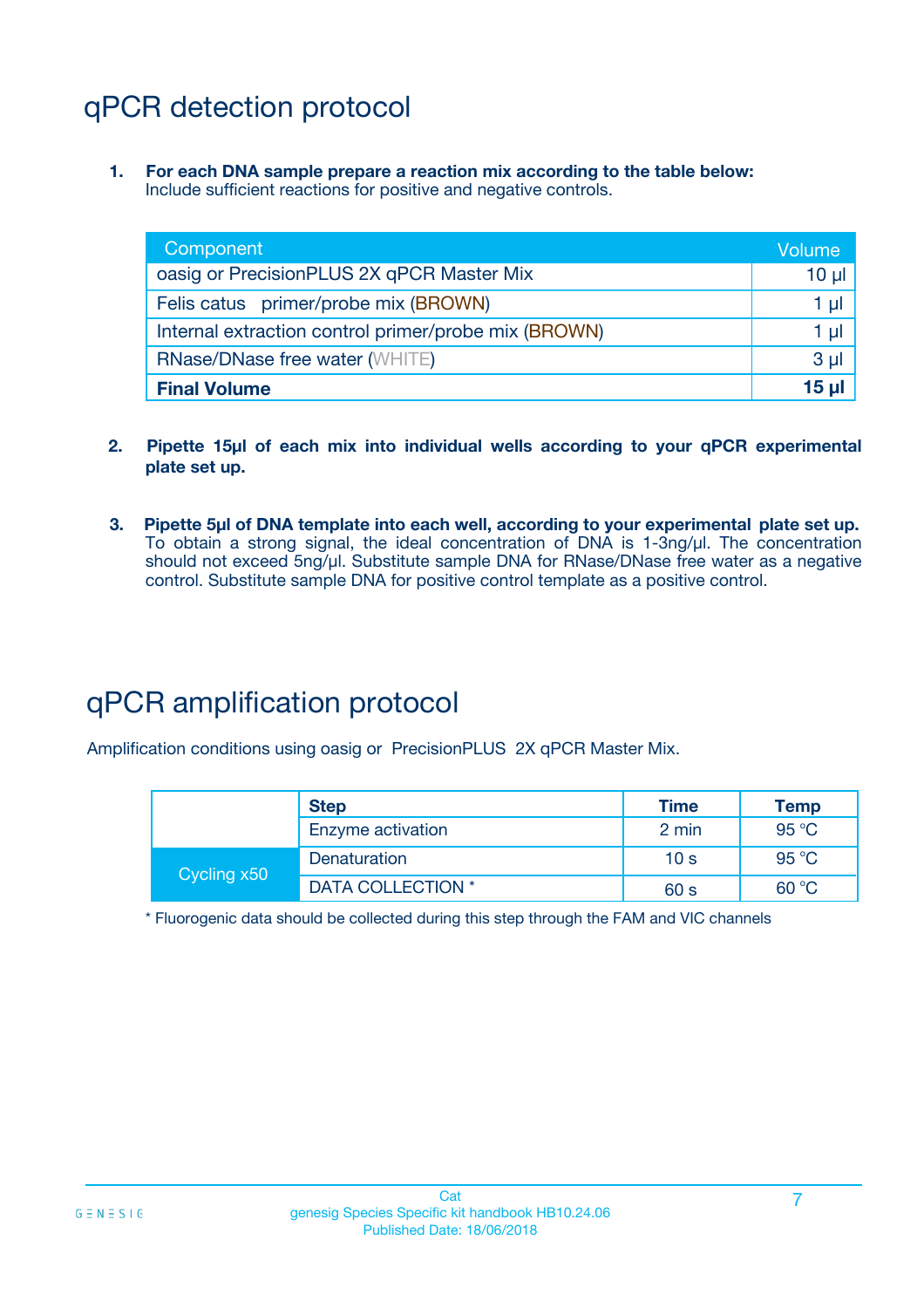# qPCR detection protocol

1. **For each DNA sample prepare a reaction mix according to the table below:**
   Include sufficient reactions for positive and negative controls.

| Component | Volume |
|---|---|
| oasig or PrecisionPLUS 2X qPCR Master Mix | 10 µl |
| Felis catus primer/probe mix (BROWN) | 1 µl |
| Internal extraction control primer/probe mix (BROWN) | 1 µl |
| RNase/DNase free water (WHITE) | 3 µl |
| **Final Volume** | **15 µl** |

2. **Pipette 15µl of each mix into individual wells according to your qPCR experimental plate set up.**

3. **Pipette 5µl of DNA template into each well, according to your experimental plate set up.**
   To obtain a strong signal, the ideal concentration of DNA is 1-3ng/µl. The concentration should not exceed 5ng/µl. Substitute sample DNA for RNase/DNase free water as a negative control. Substitute sample DNA for positive control template as a positive control.

# qPCR amplification protocol

Amplification conditions using oasig or PrecisionPLUS 2X qPCR Master Mix.

| | Step | Time | Temp |
|---|---|---|---|
| | Enzyme activation | 2 min | 95 °C |
| Cycling x50 | Denaturation | 10 s | 95 °C |
| | DATA COLLECTION * | 60 s | 60 °C |

* Fluorogenic data should be collected during this step through the FAM and VIC channels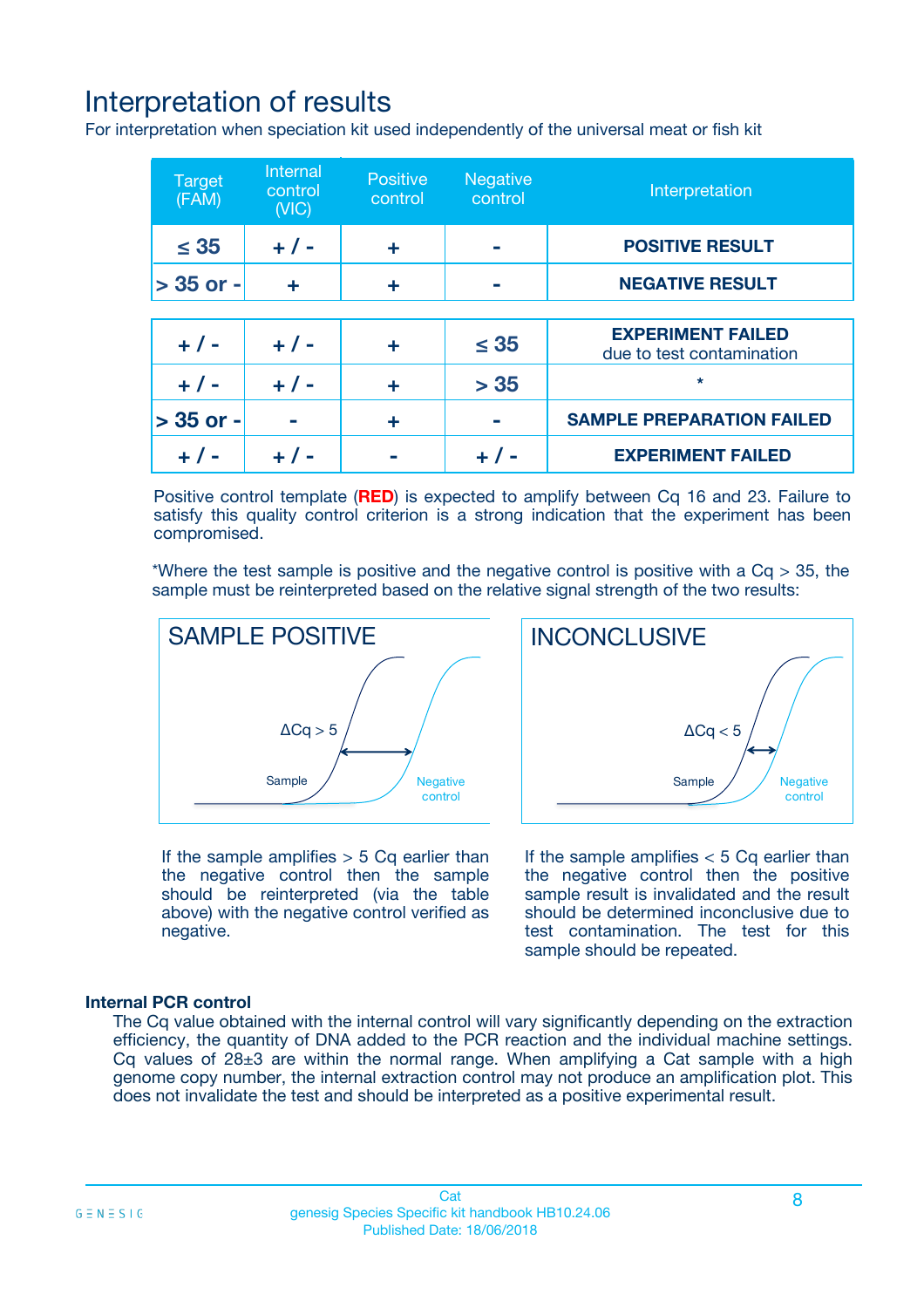# Interpretation of results

For interpretation when speciation kit used independently of the universal meat or fish kit

| Target (FAM) | Internal control (VIC) | Positive control | Negative control | Interpretation |
|---|---|---|---|---|
| ≤ 35 | + / - | + | - | **POSITIVE RESULT** |
| > 35 or - | + | + | - | **NEGATIVE RESULT** |
| + / - | + / - | + | ≤ 35 | **EXPERIMENT FAILED** due to test contamination |
| + / - | + / - | + | > 35 | * |
| > 35 or - | - | + | - | **SAMPLE PREPARATION FAILED** |
| + / - | + / - | - | + / - | **EXPERIMENT FAILED** |

Positive control template (**RED**) is expected to amplify between Cq 16 and 23. Failure to satisfy this quality control criterion is a strong indication that the experiment has been compromised.

*Where the test sample is positive and the negative control is positive with a Cq > 35, the sample must be reinterpreted based on the relative signal strength of the two results:

SAMPLE POSITIVE

ΔCq > 5

Sample

Negative control

If the sample amplifies > 5 Cq earlier than the negative control then the sample should be reinterpreted (via the table above) with the negative control verified as negative.

INCONCLUSIVE

ΔCq < 5

Sample

Negative control

If the sample amplifies < 5 Cq earlier than the negative control then the positive sample result is invalidated and the result should be determined inconclusive due to test contamination. The test for this sample should be repeated.

### Internal PCR control

The Cq value obtained with the internal control will vary significantly depending on the extraction efficiency, the quantity of DNA added to the PCR reaction and the individual machine settings. Cq values of 28±3 are within the normal range. When amplifying a Cat sample with a high genome copy number, the internal extraction control may not produce an amplification plot. This does not invalidate the test and should be interpreted as a positive experimental result.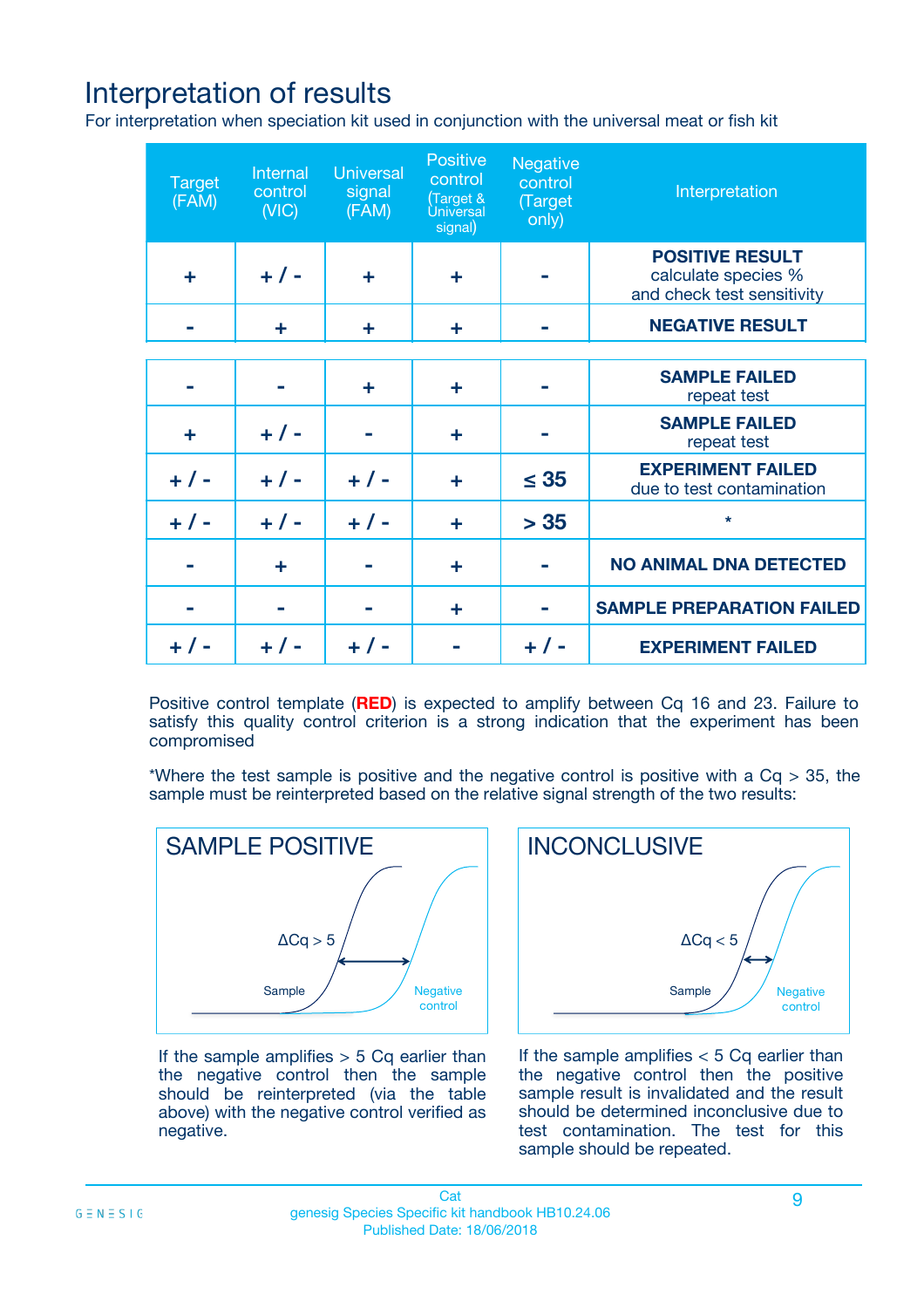# Interpretation of results

For interpretation when speciation kit used in conjunction with the universal meat or fish kit

| Target (FAM) | Internal control (VIC) | Universal signal (FAM) | Positive control (Target & Universal signal) | Negative control (Target only) | Interpretation |
|---|---|---|---|---|---|
| + | + / - | + | + | - | **POSITIVE RESULT** calculate species % and check test sensitivity |
| - | + | + | + | - | **NEGATIVE RESULT** |
| - | - | + | + | - | **SAMPLE FAILED** repeat test |
| + | + / - | - | + | - | **SAMPLE FAILED** repeat test |
| + / - | + / - | + / - | + | ≤ 35 | **EXPERIMENT FAILED** due to test contamination |
| + / - | + / - | + / - | + | > 35 | * |
| - | + | - | + | - | **NO ANIMAL DNA DETECTED** |
| - | - | - | + | - | **SAMPLE PREPARATION FAILED** |
| + / - | + / - | + / - | - | + / - | **EXPERIMENT FAILED** |

Positive control template (**RED**) is expected to amplify between Cq 16 and 23. Failure to satisfy this quality control criterion is a strong indication that the experiment has been compromised

*Where the test sample is positive and the negative control is positive with a Cq > 35, the sample must be reinterpreted based on the relative signal strength of the two results:

**SAMPLE POSITIVE**

$\Delta Cq > 5$

Sample

Negative control

If the sample amplifies > 5 Cq earlier than the negative control then the sample should be reinterpreted (via the table above) with the negative control verified as negative.

**INCONCLUSIVE**

$\Delta Cq < 5$

Sample

Negative control

If the sample amplifies < 5 Cq earlier than the negative control then the positive sample result is invalidated and the result should be determined inconclusive due to test contamination. The test for this sample should be repeated.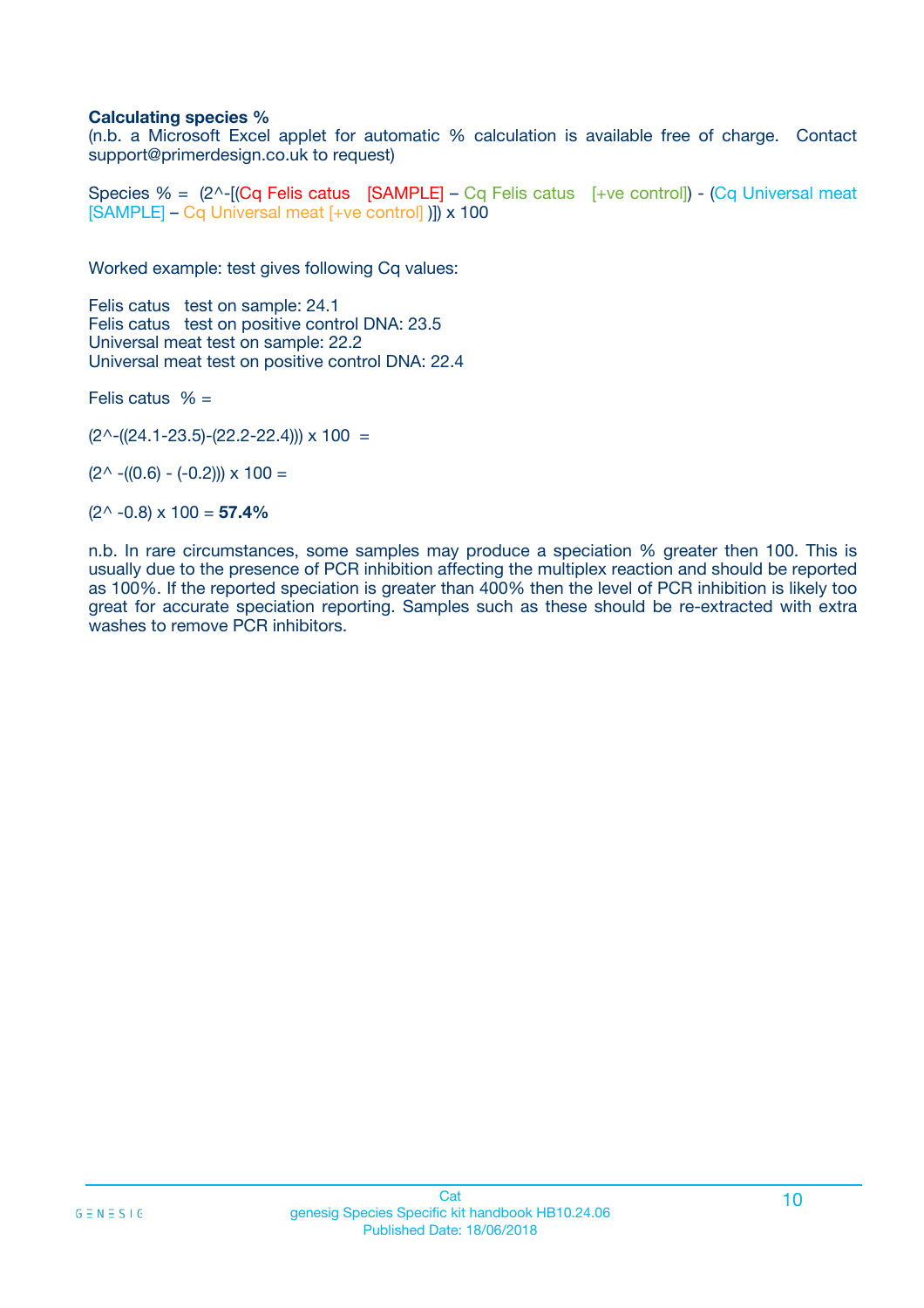**Calculating species %**

(n.b. a Microsoft Excel applet for automatic % calculation is available free of charge. Contact support@primerdesign.co.uk to request)

Species % = (2^-[(Cq Felis catus [SAMPLE] – Cq Felis catus [+ve control]) - (Cq Universal meat [SAMPLE] – Cq Universal meat [+ve control] )]) x 100

Worked example: test gives following Cq values:

Felis catus test on sample: 24.1
Felis catus test on positive control DNA: 23.5
Universal meat test on sample: 22.2
Universal meat test on positive control DNA: 22.4

Felis catus % =

(2^-((24.1-23.5)-(22.2-22.4))) x 100 =

(2^ -((0.6) - (-0.2))) x 100 =

(2^ -0.8) x 100 = **57.4%**

n.b. In rare circumstances, some samples may produce a speciation % greater then 100. This is usually due to the presence of PCR inhibition affecting the multiplex reaction and should be reported as 100%. If the reported speciation is greater than 400% then the level of PCR inhibition is likely too great for accurate speciation reporting. Samples such as these should be re-extracted with extra washes to remove PCR inhibitors.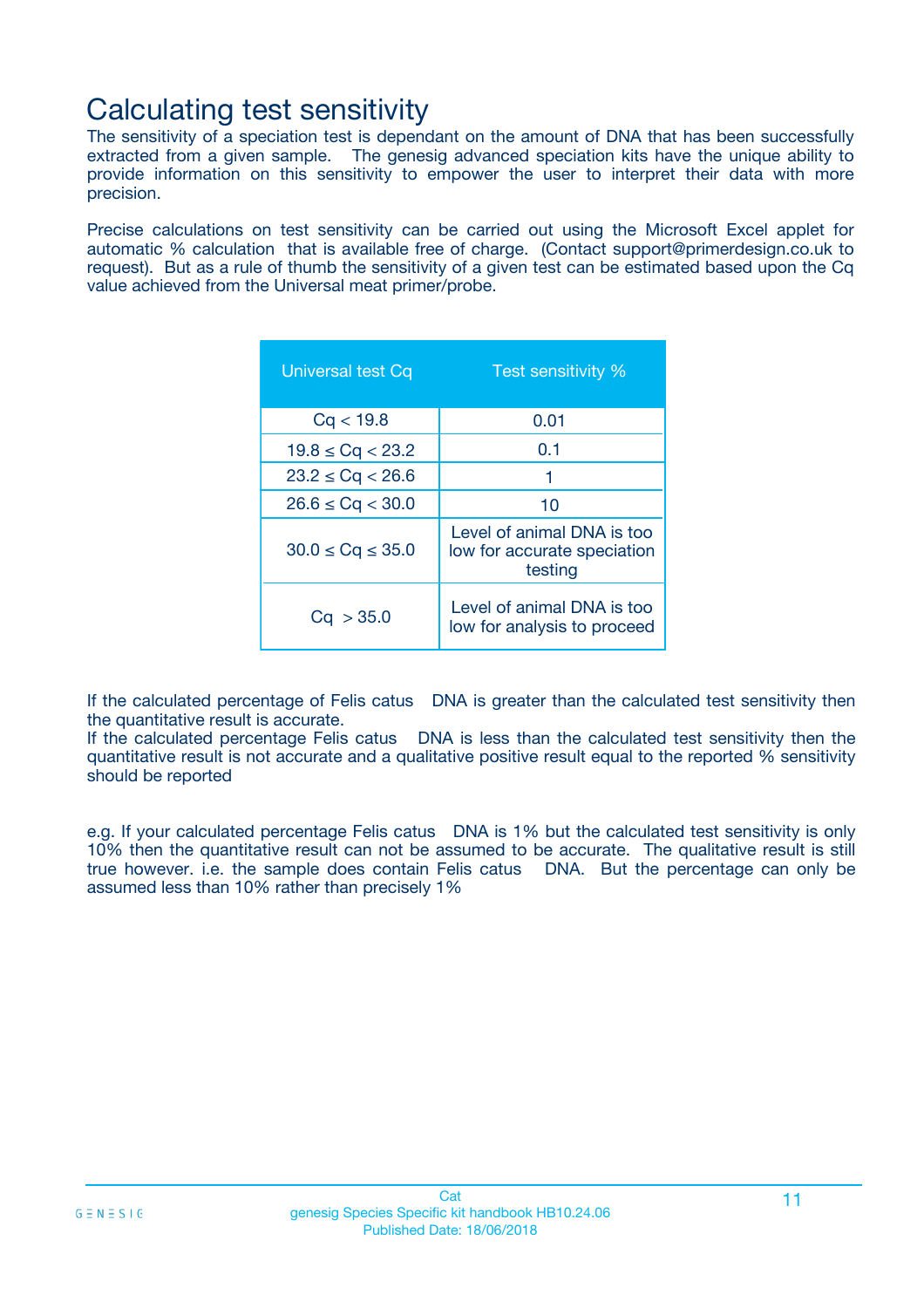# Calculating test sensitivity

The sensitivity of a speciation test is dependant on the amount of DNA that has been successfully extracted from a given sample. The genesig advanced speciation kits have the unique ability to provide information on this sensitivity to empower the user to interpret their data with more precision.

Precise calculations on test sensitivity can be carried out using the Microsoft Excel applet for automatic % calculation that is available free of charge. (Contact support@primerdesign.co.uk to request). But as a rule of thumb the sensitivity of a given test can be estimated based upon the Cq value achieved from the Universal meat primer/probe.

| Universal test Cq | Test sensitivity % |
|---|---|
| Cq < 19.8 | 0.01 |
| 19.8 ≤ Cq < 23.2 | 0.1 |
| 23.2 ≤ Cq < 26.6 | 1 |
| 26.6 ≤ Cq < 30.0 | 10 |
| 30.0 ≤ Cq ≤ 35.0 | Level of animal DNA is too low for accurate speciation testing |
| Cq > 35.0 | Level of animal DNA is too low for analysis to proceed |

If the calculated percentage of Felis catus DNA is greater than the calculated test sensitivity then the quantitative result is accurate.
If the calculated percentage Felis catus DNA is less than the calculated test sensitivity then the quantitative result is not accurate and a qualitative positive result equal to the reported % sensitivity should be reported

e.g. If your calculated percentage Felis catus DNA is 1% but the calculated test sensitivity is only 10% then the quantitative result can not be assumed to be accurate. The qualitative result is still true however. i.e. the sample does contain Felis catus DNA. But the percentage can only be assumed less than 10% rather than precisely 1%